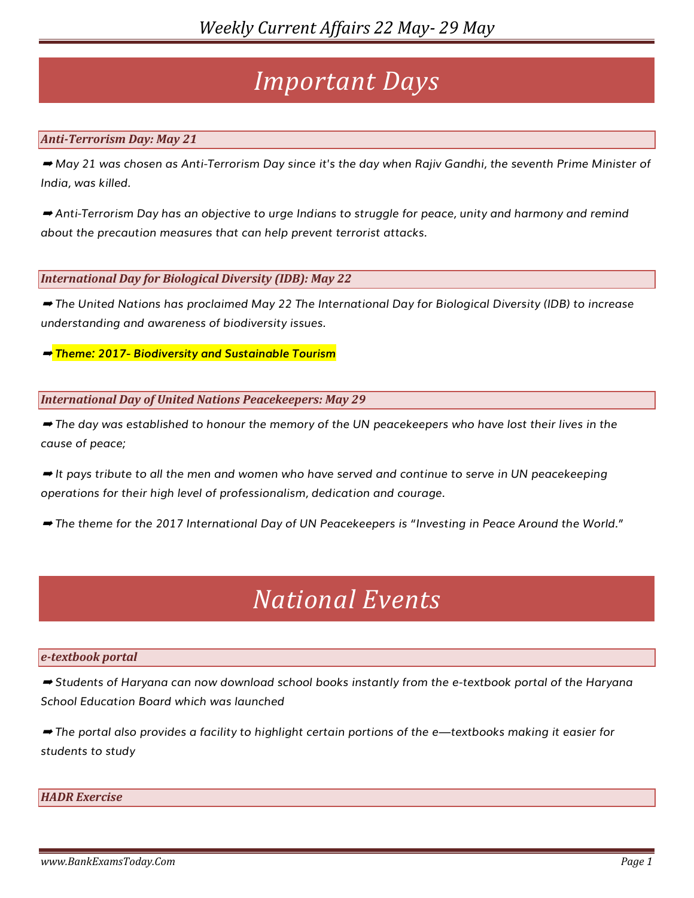# Important Days

### Anti-Terrorism Day: May 21

➡ May 21 was chosen as Anti-Terrorism Day since it's the day when Rajiv Gandhi, the seventh Prime Minister of India, was killed.

➡ Anti-Terrorism Day has an objective to urge Indians to struggle for peace, unity and harmony and remind about the precaution measures that can help prevent terrorist attacks.

### International Day for Biological Diversity (IDB): May 22

➡ The United Nations has proclaimed May 22 The International Day for Biological Diversity (IDB) to increase understanding and awareness of biodiversity issues.

➡ **Theme: 2017- Biodiversity and Sustainable Tourism**

### International Day of United Nations Peacekeepers: May 29

➡ The day was established to honour the memory of the UN peacekeepers who have lost their lives in the cause of peace;

➡ It pays tribute to all the men and women who have served and continue to serve in UN peacekeeping operations for their high level of professionalism, dedication and courage.

➡ The theme for the 2017 International Day of UN Peacekeepers is "Investing in Peace Around the World."

# National Events

### e-textbook portal

➡ Students of Haryana can now download school books instantly from the e-textbook portal of the Haryana School Education Board which was launched

➡ The portal also provides a facility to highlight certain portions of the e—textbooks making it easier for students to study

### HADR Exercise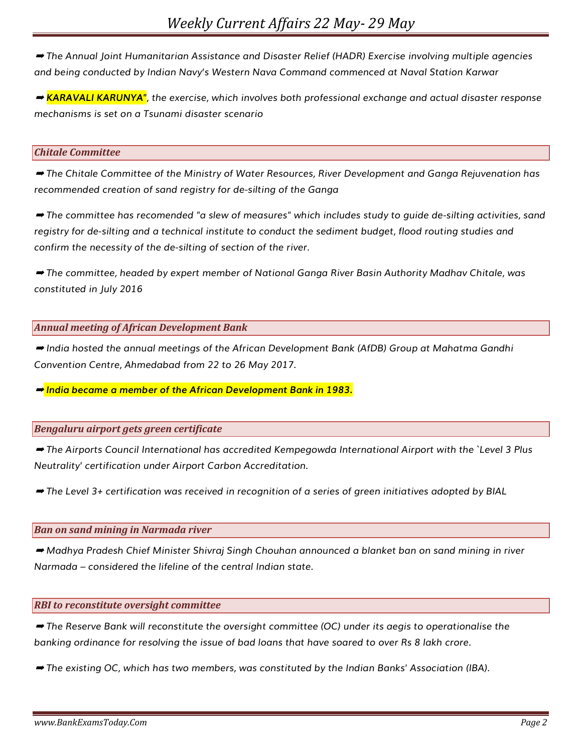➡ *The Annual Joint Humanitarian Assistance and Disaster Relief (HADR) Exercise involving multiple agencies and being conducted by Indian Navy's Western Nava Command commenced at Naval Station Karwar*

➡ ***KARAVALI KARUNYA"****, the exercise, which involves both professional exchange and actual disaster response mechanisms is set on a Tsunami disaster scenario*

### *Chitale Committee*

➡ *The Chitale Committee of the Ministry of Water Resources, River Development and Ganga Rejuvenation has recommended creation of sand registry for de-silting of the Ganga*

➡ *The committee has recomended "a slew of measures" which includes study to guide de-silting activities, sand registry for de-silting and a technical institute to conduct the sediment budget, flood routing studies and confirm the necessity of the de-silting of section of the river.*

➡ *The committee, headed by expert member of National Ganga River Basin Authority Madhav Chitale, was constituted in July 2016*

### *Annual meeting of African Development Bank*

➡ *India hosted the annual meetings of the African Development Bank (AfDB) Group at Mahatma Gandhi Convention Centre, Ahmedabad from 22 to 26 May 2017.*

➡ ***India became a member of the African Development Bank in 1983.***

### *Bengaluru airport gets green certificate*

➡ *The Airports Council International has accredited Kempegowda International Airport with the `Level 3 Plus Neutrality' certification under Airport Carbon Accreditation.*

➡ *The Level 3+ certification was received in recognition of a series of green initiatives adopted by BIAL*

### *Ban on sand mining in Narmada river*

➡ *Madhya Pradesh Chief Minister Shivraj Singh Chouhan announced a blanket ban on sand mining in river Narmada – considered the lifeline of the central Indian state.*

### *RBI to reconstitute oversight committee*

➡ *The Reserve Bank will reconstitute the oversight committee (OC) under its aegis to operationalise the banking ordinance for resolving the issue of bad loans that have soared to over Rs 8 lakh crore.*

➡ *The existing OC, which has two members, was constituted by the Indian Banks' Association (IBA).*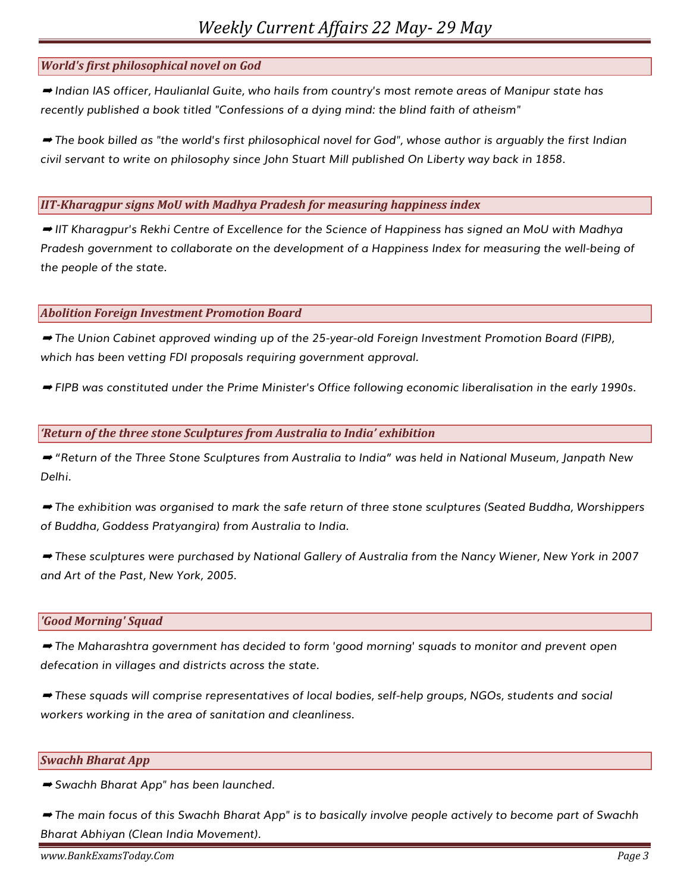### *World's first philosophical novel on God*

➡ *Indian IAS officer, Haulianlal Guite, who hails from country's most remote areas of Manipur state has recently published a book titled "Confessions of a dying mind: the blind faith of atheism"*

➡ *The book billed as "the world's first philosophical novel for God", whose author is arguably the first Indian civil servant to write on philosophy since John Stuart Mill published On Liberty way back in 1858.*

### *IIT-Kharagpur signs MoU with Madhya Pradesh for measuring happiness index*

➡ *IIT Kharagpur's Rekhi Centre of Excellence for the Science of Happiness has signed an MoU with Madhya Pradesh government to collaborate on the development of a Happiness Index for measuring the well-being of the people of the state.*

### *Abolition Foreign Investment Promotion Board*

➡ *The Union Cabinet approved winding up of the 25-year-old Foreign Investment Promotion Board (FIPB), which has been vetting FDI proposals requiring government approval.*

➡ *FIPB was constituted under the Prime Minister's Office following economic liberalisation in the early 1990s.*

### *'Return of the three stone Sculptures from Australia to India' exhibition*

➡ *"Return of the Three Stone Sculptures from Australia to India" was held in National Museum, Janpath New Delhi.*

➡ *The exhibition was organised to mark the safe return of three stone sculptures (Seated Buddha, Worshippers of Buddha, Goddess Pratyangira) from Australia to India.*

➡ *These sculptures were purchased by National Gallery of Australia from the Nancy Wiener, New York in 2007 and Art of the Past, New York, 2005.*

### *'Good Morning' Squad*

➡ *The Maharashtra government has decided to form 'good morning' squads to monitor and prevent open defecation in villages and districts across the state.*

➡ *These squads will comprise representatives of local bodies, self-help groups, NGOs, students and social workers working in the area of sanitation and cleanliness.*

### *Swachh Bharat App*

➡ *Swachh Bharat App" has been launched.*

➡ *The main focus of this Swachh Bharat App" is to basically involve people actively to become part of Swachh Bharat Abhiyan (Clean India Movement).*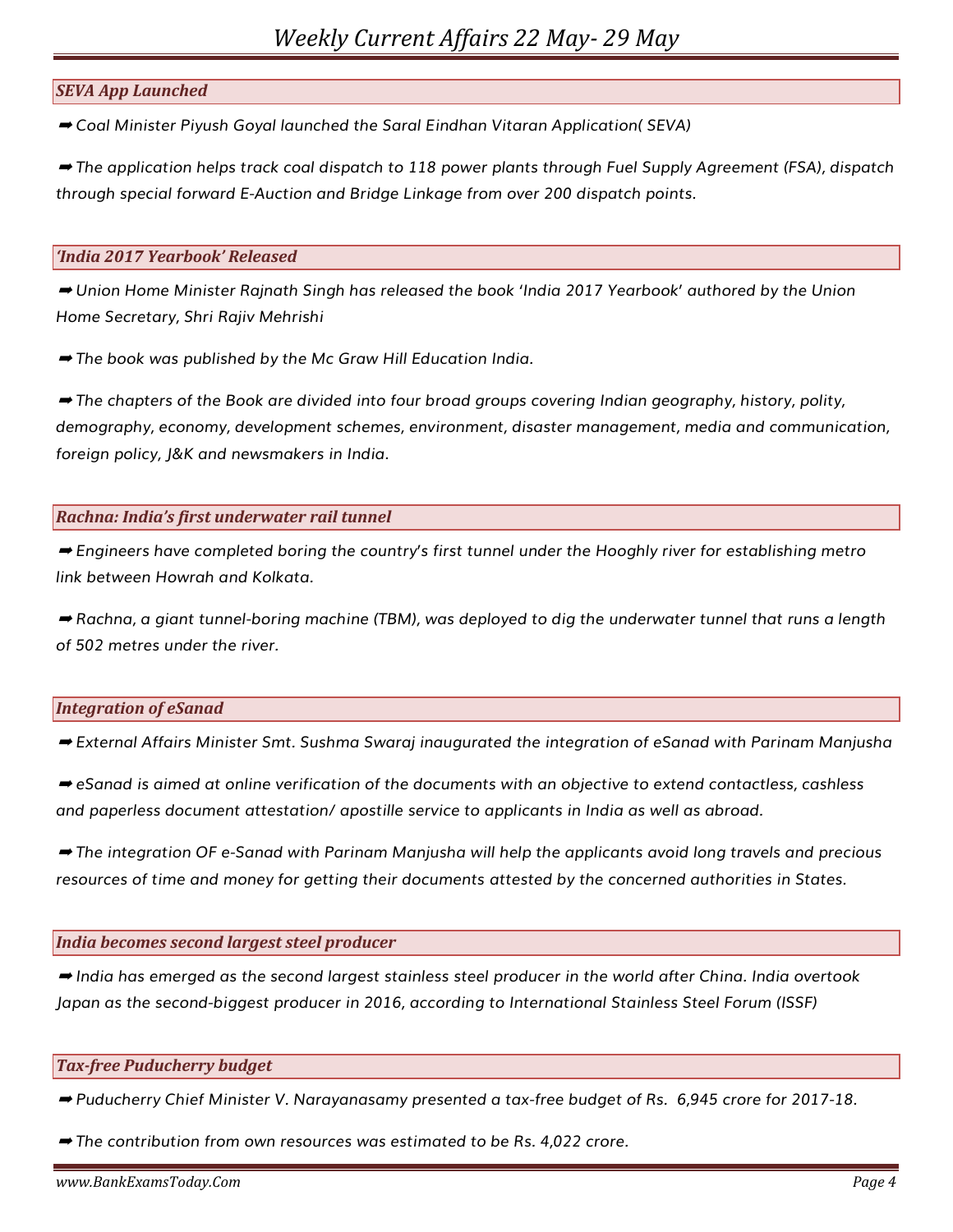### *SEVA App Launched*

➡ *Coal Minister Piyush Goyal launched the Saral Eindhan Vitaran Application( SEVA)*

➡ *The application helps track coal dispatch to 118 power plants through Fuel Supply Agreement (FSA), dispatch through special forward E-Auction and Bridge Linkage from over 200 dispatch points.*

### *'India 2017 Yearbook' Released*

➡ *Union Home Minister Rajnath Singh has released the book 'India 2017 Yearbook' authored by the Union Home Secretary, Shri Rajiv Mehrishi*

➡ *The book was published by the Mc Graw Hill Education India.*

➡ *The chapters of the Book are divided into four broad groups covering Indian geography, history, polity, demography, economy, development schemes, environment, disaster management, media and communication, foreign policy, J&K and newsmakers in India.*

### *Rachna: India's first underwater rail tunnel*

➡ *Engineers have completed boring the country's first tunnel under the Hooghly river for establishing metro link between Howrah and Kolkata.*

➡ *Rachna, a giant tunnel-boring machine (TBM), was deployed to dig the underwater tunnel that runs a length of 502 metres under the river.*

### *Integration of eSanad*

➡ *External Affairs Minister Smt. Sushma Swaraj inaugurated the integration of eSanad with Parinam Manjusha*

➡ *eSanad is aimed at online verification of the documents with an objective to extend contactless, cashless and paperless document attestation/ apostille service to applicants in India as well as abroad.*

➡ *The integration OF e-Sanad with Parinam Manjusha will help the applicants avoid long travels and precious resources of time and money for getting their documents attested by the concerned authorities in States.*

### *India becomes second largest steel producer*

➡ *India has emerged as the second largest stainless steel producer in the world after China. India overtook Japan as the second-biggest producer in 2016, according to International Stainless Steel Forum (ISSF)*

### *Tax-free Puducherry budget*

➡ *Puducherry Chief Minister V. Narayanasamy presented a tax-free budget of Rs. 6,945 crore for 2017-18.*

➡ *The contribution from own resources was estimated to be Rs. 4,022 crore.*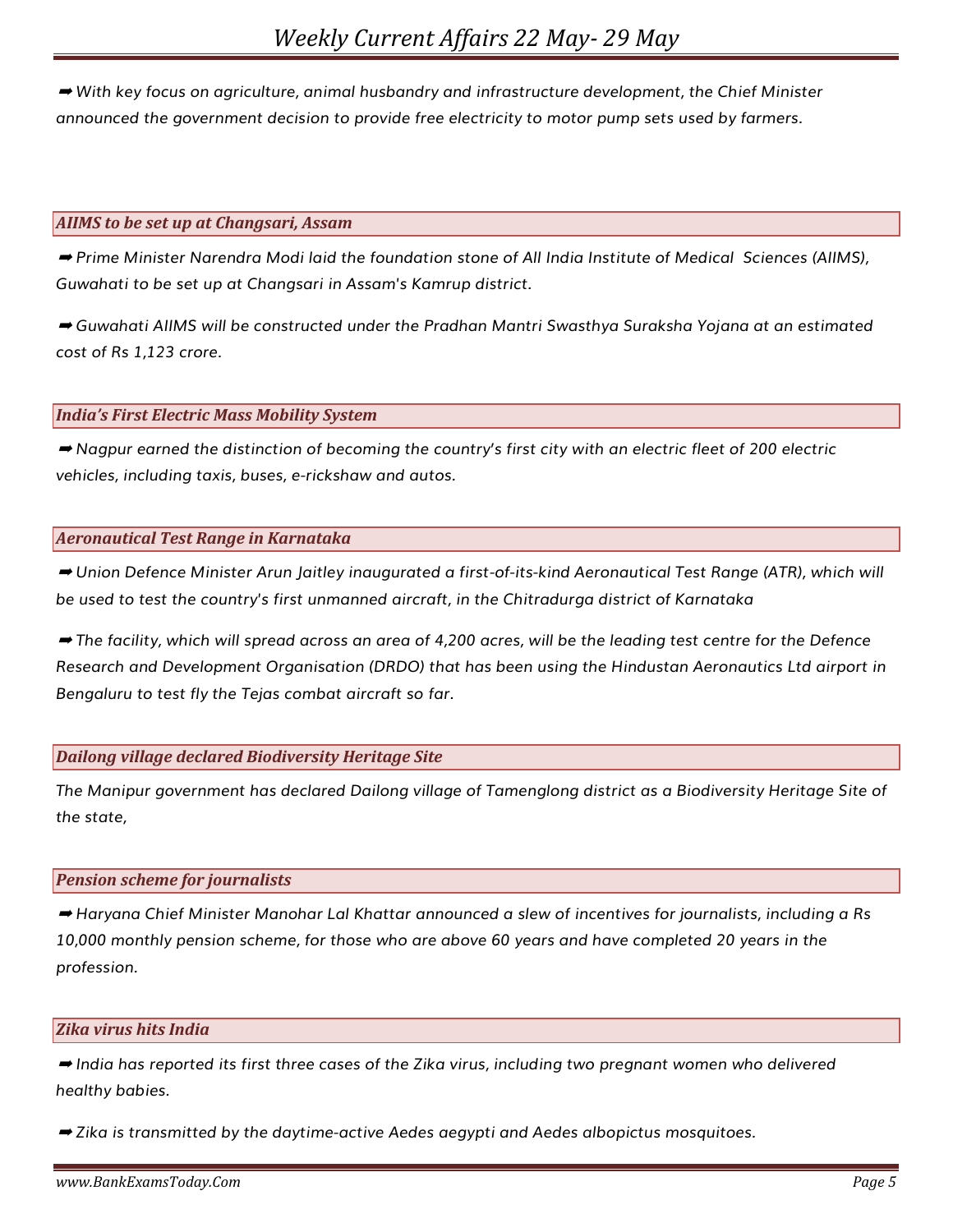➡ *With key focus on agriculture, animal husbandry and infrastructure development, the Chief Minister announced the government decision to provide free electricity to motor pump sets used by farmers.*

## *AIIMS to be set up at Changsari, Assam*

➡ *Prime Minister Narendra Modi laid the foundation stone of All India Institute of Medical Sciences (AIIMS), Guwahati to be set up at Changsari in Assam's Kamrup district.*

➡ *Guwahati AIIMS will be constructed under the Pradhan Mantri Swasthya Suraksha Yojana at an estimated cost of Rs 1,123 crore.*

## *India's First Electric Mass Mobility System*

➡ *Nagpur earned the distinction of becoming the country's first city with an electric fleet of 200 electric vehicles, including taxis, buses, e-rickshaw and autos.*

## *Aeronautical Test Range in Karnataka*

➡ *Union Defence Minister Arun Jaitley inaugurated a first-of-its-kind Aeronautical Test Range (ATR), which will be used to test the country's first unmanned aircraft, in the Chitradurga district of Karnataka*

➡ *The facility, which will spread across an area of 4,200 acres, will be the leading test centre for the Defence Research and Development Organisation (DRDO) that has been using the Hindustan Aeronautics Ltd airport in Bengaluru to test fly the Tejas combat aircraft so far.*

## *Dailong village declared Biodiversity Heritage Site*

*The Manipur government has declared Dailong village of Tamenglong district as a Biodiversity Heritage Site of the state,*

## *Pension scheme for journalists*

➡ *Haryana Chief Minister Manohar Lal Khattar announced a slew of incentives for journalists, including a Rs 10,000 monthly pension scheme, for those who are above 60 years and have completed 20 years in the profession.*

## *Zika virus hits India*

➡ *India has reported its first three cases of the Zika virus, including two pregnant women who delivered healthy babies.*

➡ *Zika is transmitted by the daytime-active Aedes aegypti and Aedes albopictus mosquitoes.*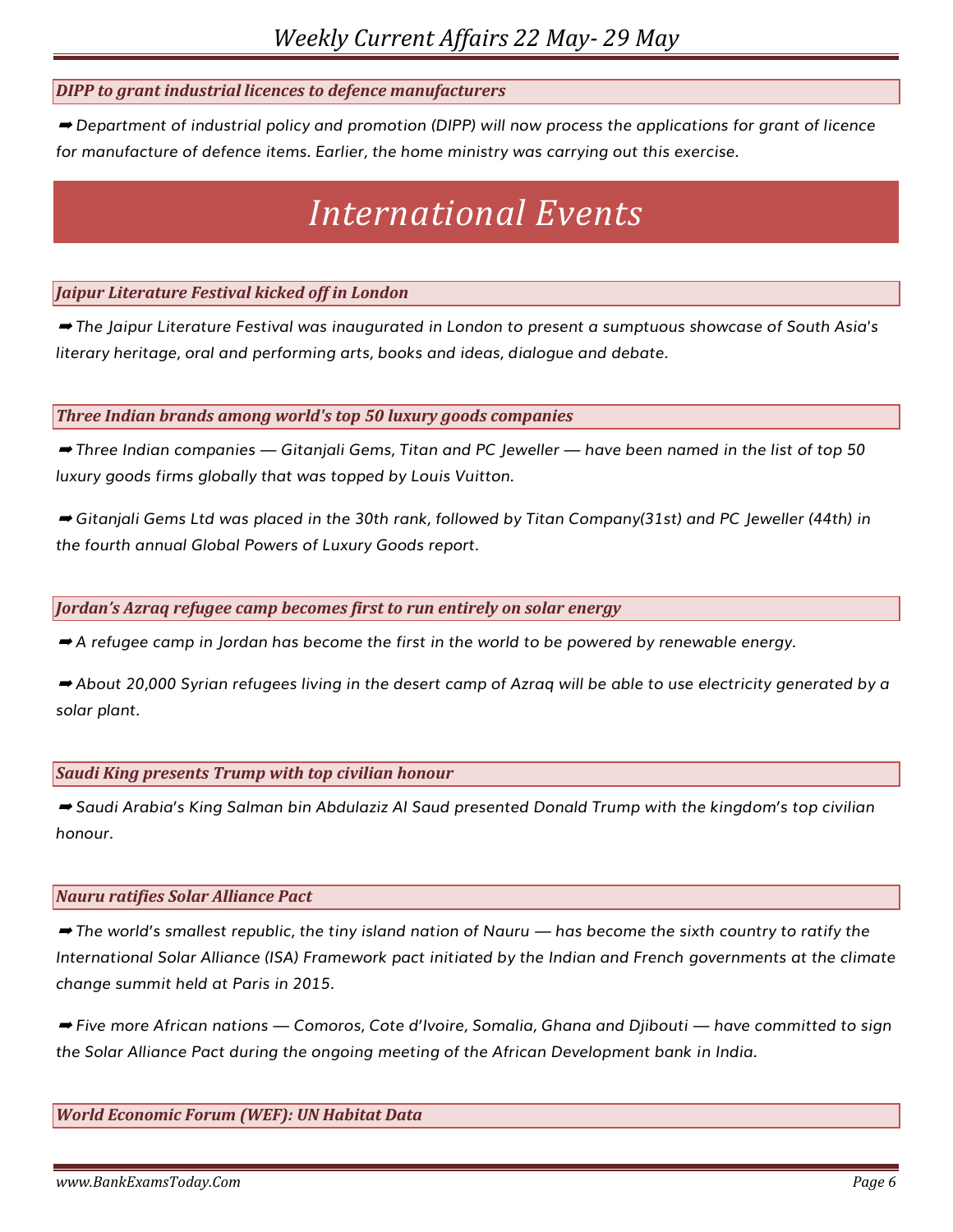### *DIPP to grant industrial licences to defence manufacturers*

➡ *Department of industrial policy and promotion (DIPP) will now process the applications for grant of licence for manufacture of defence items. Earlier, the home ministry was carrying out this exercise.*

# *International Events*

### *Jaipur Literature Festival kicked off in London*

➡ *The Jaipur Literature Festival was inaugurated in London to present a sumptuous showcase of South Asia's literary heritage, oral and performing arts, books and ideas, dialogue and debate.*

### *Three Indian brands among world's top 50 luxury goods companies*

➡ *Three Indian companies — Gitanjali Gems, Titan and PC Jeweller — have been named in the list of top 50 luxury goods firms globally that was topped by Louis Vuitton.*

➡ *Gitanjali Gems Ltd was placed in the 30th rank, followed by Titan Company(31st) and PC Jeweller (44th) in the fourth annual Global Powers of Luxury Goods report.*

### *Jordan's Azraq refugee camp becomes first to run entirely on solar energy*

➡ *A refugee camp in Jordan has become the first in the world to be powered by renewable energy.*

➡ *About 20,000 Syrian refugees living in the desert camp of Azraq will be able to use electricity generated by a solar plant.*

### *Saudi King presents Trump with top civilian honour*

➡ *Saudi Arabia's King Salman bin Abdulaziz Al Saud presented Donald Trump with the kingdom's top civilian honour.*

### *Nauru ratifies Solar Alliance Pact*

➡ *The world's smallest republic, the tiny island nation of Nauru — has become the sixth country to ratify the International Solar Alliance (ISA) Framework pact initiated by the Indian and French governments at the climate change summit held at Paris in 2015.*

➡ *Five more African nations — Comoros, Cote d'Ivoire, Somalia, Ghana and Djibouti — have committed to sign the Solar Alliance Pact during the ongoing meeting of the African Development bank in India.*

### *World Economic Forum (WEF): UN Habitat Data*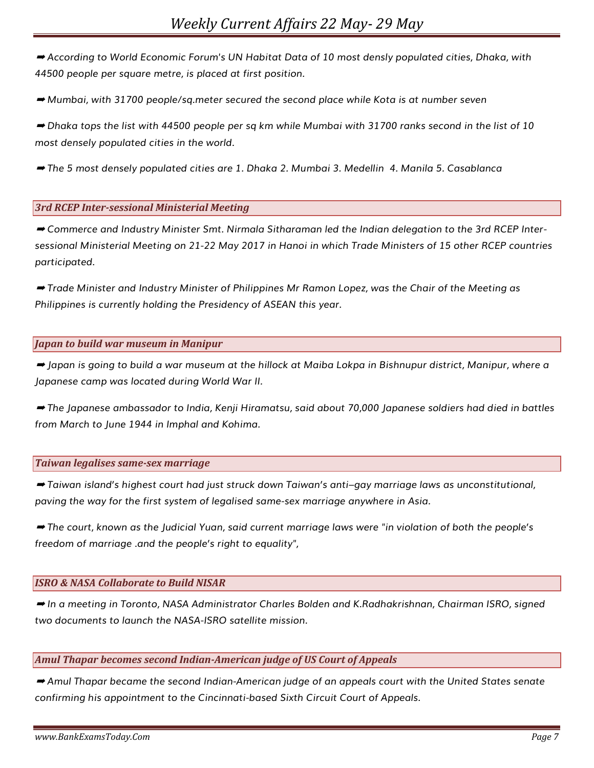➡ According to World Economic Forum's UN Habitat Data of 10 most densly populated cities, Dhaka, with 44500 people per square metre, is placed at first position.

➡ Mumbai, with 31700 people/sq.meter secured the second place while Kota is at number seven

➡ Dhaka tops the list with 44500 people per sq km while Mumbai with 31700 ranks second in the list of 10 most densely populated cities in the world.

➡ The 5 most densely populated cities are 1. Dhaka 2. Mumbai 3. Medellin 4. Manila 5. Casablanca

### 3rd RCEP Inter-sessional Ministerial Meeting

➡ Commerce and Industry Minister Smt. Nirmala Sitharaman led the Indian delegation to the 3rd RCEP Inter-sessional Ministerial Meeting on 21-22 May 2017 in Hanoi in which Trade Ministers of 15 other RCEP countries participated.

➡ Trade Minister and Industry Minister of Philippines Mr Ramon Lopez, was the Chair of the Meeting as Philippines is currently holding the Presidency of ASEAN this year.

### Japan to build war museum in Manipur

➡ Japan is going to build a war museum at the hillock at Maiba Lokpa in Bishnupur district, Manipur, where a Japanese camp was located during World War II.

➡ The Japanese ambassador to India, Kenji Hiramatsu, said about 70,000 Japanese soldiers had died in battles from March to June 1944 in Imphal and Kohima.

### Taiwan legalises same-sex marriage

➡ Taiwan island's highest court had just struck down Taiwan's anti–gay marriage laws as unconstitutional, paving the way for the first system of legalised same-sex marriage anywhere in Asia.

➡ The court, known as the Judicial Yuan, said current marriage laws were "in violation of both the people's freedom of marriage .and the people's right to equality",

### ISRO & NASA Collaborate to Build NISAR

➡ In a meeting in Toronto, NASA Administrator Charles Bolden and K.Radhakrishnan, Chairman ISRO, signed two documents to launch the NASA-ISRO satellite mission.

### Amul Thapar becomes second Indian-American judge of US Court of Appeals

➡ Amul Thapar became the second Indian-American judge of an appeals court with the United States senate confirming his appointment to the Cincinnati-based Sixth Circuit Court of Appeals.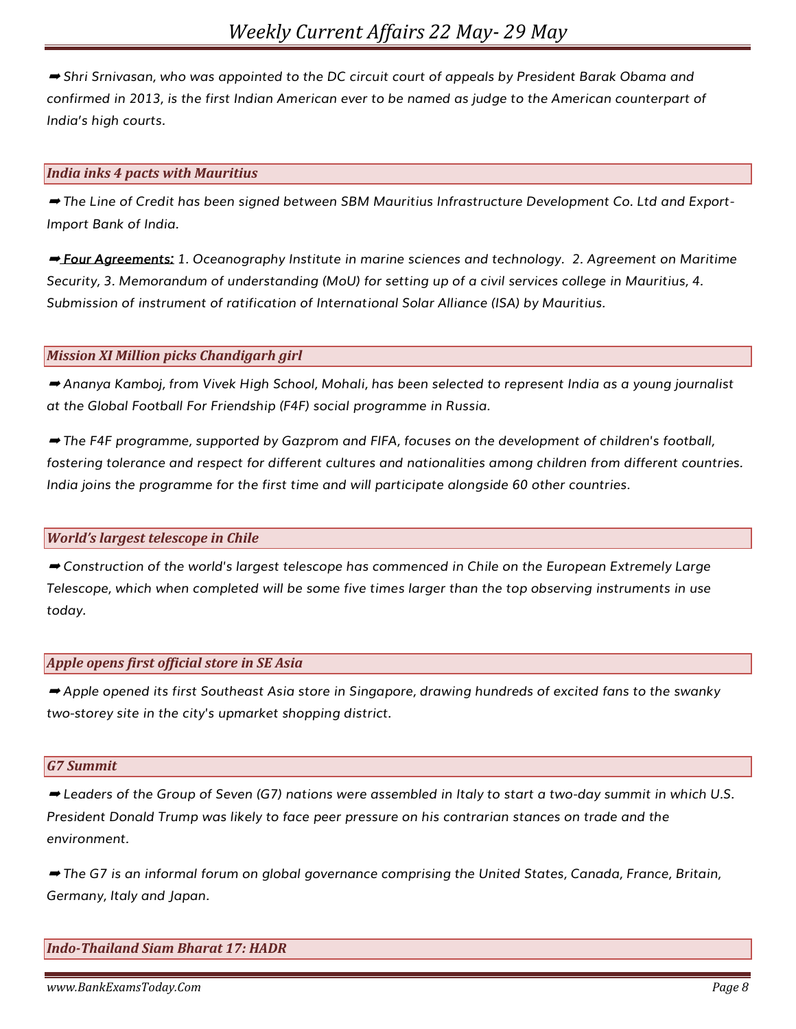➡ Shri Srnivasan, who was appointed to the DC circuit court of appeals by President Barak Obama and confirmed in 2013, is the first Indian American ever to be named as judge to the American counterpart of India's high courts.

### India inks 4 pacts with Mauritius

➡ The Line of Credit has been signed between SBM Mauritius Infrastructure Development Co. Ltd and Export-Import Bank of India.

➡ **Four Agreements:** 1. Oceanography Institute in marine sciences and technology. 2. Agreement on Maritime Security, 3. Memorandum of understanding (MoU) for setting up of a civil services college in Mauritius, 4. Submission of instrument of ratification of International Solar Alliance (ISA) by Mauritius.

### Mission XI Million picks Chandigarh girl

➡ Ananya Kamboj, from Vivek High School, Mohali, has been selected to represent India as a young journalist at the Global Football For Friendship (F4F) social programme in Russia.

➡ The F4F programme, supported by Gazprom and FIFA, focuses on the development of children's football, fostering tolerance and respect for different cultures and nationalities among children from different countries. India joins the programme for the first time and will participate alongside 60 other countries.

### World's largest telescope in Chile

➡ Construction of the world's largest telescope has commenced in Chile on the European Extremely Large Telescope, which when completed will be some five times larger than the top observing instruments in use today.

### Apple opens first official store in SE Asia

➡ Apple opened its first Southeast Asia store in Singapore, drawing hundreds of excited fans to the swanky two-storey site in the city's upmarket shopping district.

### G7 Summit

➡ Leaders of the Group of Seven (G7) nations were assembled in Italy to start a two-day summit in which U.S. President Donald Trump was likely to face peer pressure on his contrarian stances on trade and the environment.

➡ The G7 is an informal forum on global governance comprising the United States, Canada, France, Britain, Germany, Italy and Japan.

### Indo-Thailand Siam Bharat 17: HADR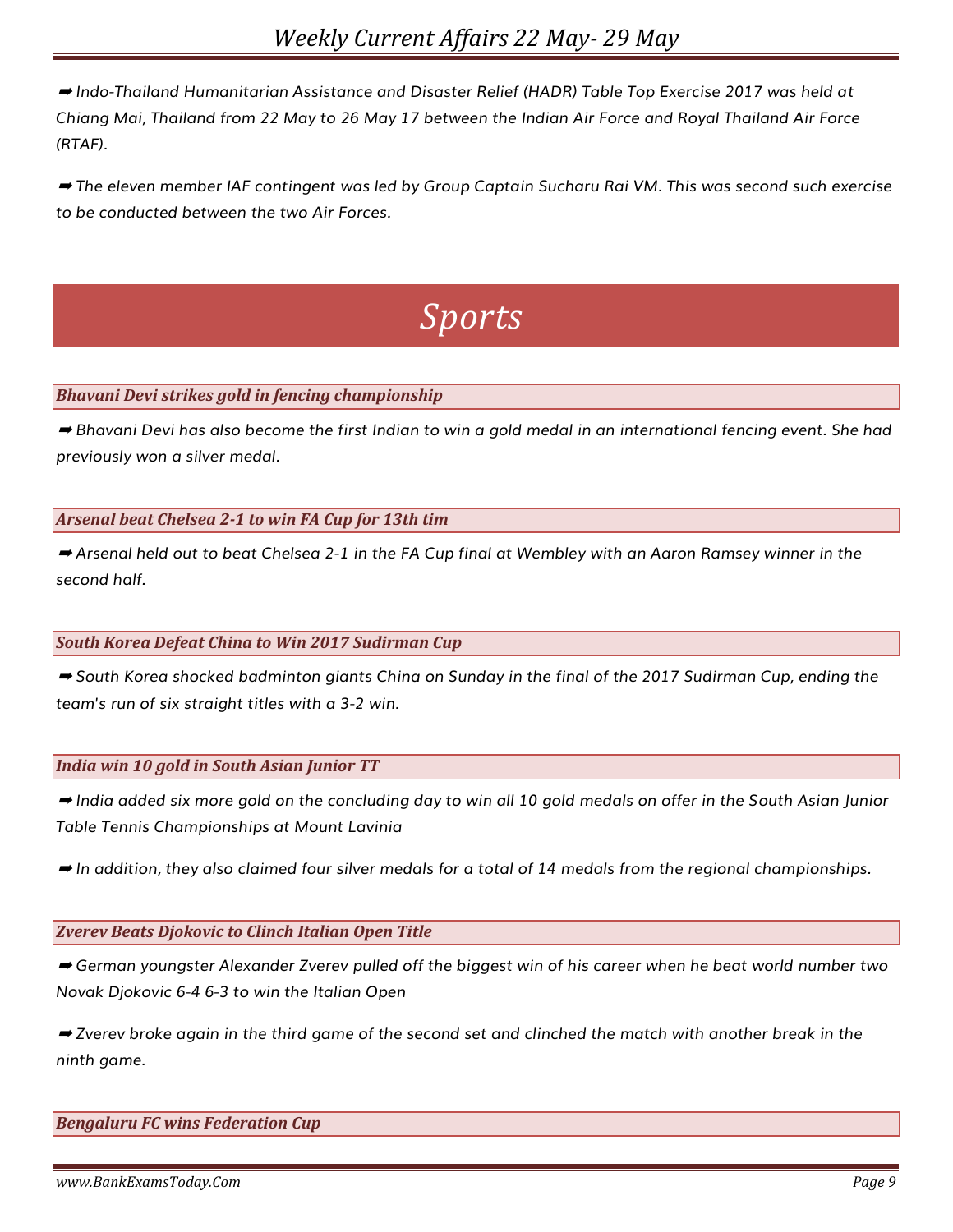➡ Indo-Thailand Humanitarian Assistance and Disaster Relief (HADR) Table Top Exercise 2017 was held at Chiang Mai, Thailand from 22 May to 26 May 17 between the Indian Air Force and Royal Thailand Air Force (RTAF).

➡ The eleven member IAF contingent was led by Group Captain Sucharu Rai VM. This was second such exercise to be conducted between the two Air Forces.

# Sports

### Bhavani Devi strikes gold in fencing championship

➡ Bhavani Devi has also become the first Indian to win a gold medal in an international fencing event. She had previously won a silver medal.

### Arsenal beat Chelsea 2-1 to win FA Cup for 13th tim

➡ Arsenal held out to beat Chelsea 2-1 in the FA Cup final at Wembley with an Aaron Ramsey winner in the second half.

### South Korea Defeat China to Win 2017 Sudirman Cup

➡ South Korea shocked badminton giants China on Sunday in the final of the 2017 Sudirman Cup, ending the team's run of six straight titles with a 3-2 win.

### India win 10 gold in South Asian Junior TT

➡ India added six more gold on the concluding day to win all 10 gold medals on offer in the South Asian Junior Table Tennis Championships at Mount Lavinia

➡ In addition, they also claimed four silver medals for a total of 14 medals from the regional championships.

### Zverev Beats Djokovic to Clinch Italian Open Title

➡ German youngster Alexander Zverev pulled off the biggest win of his career when he beat world number two Novak Djokovic 6-4 6-3 to win the Italian Open

➡ Zverev broke again in the third game of the second set and clinched the match with another break in the ninth game.

### Bengaluru FC wins Federation Cup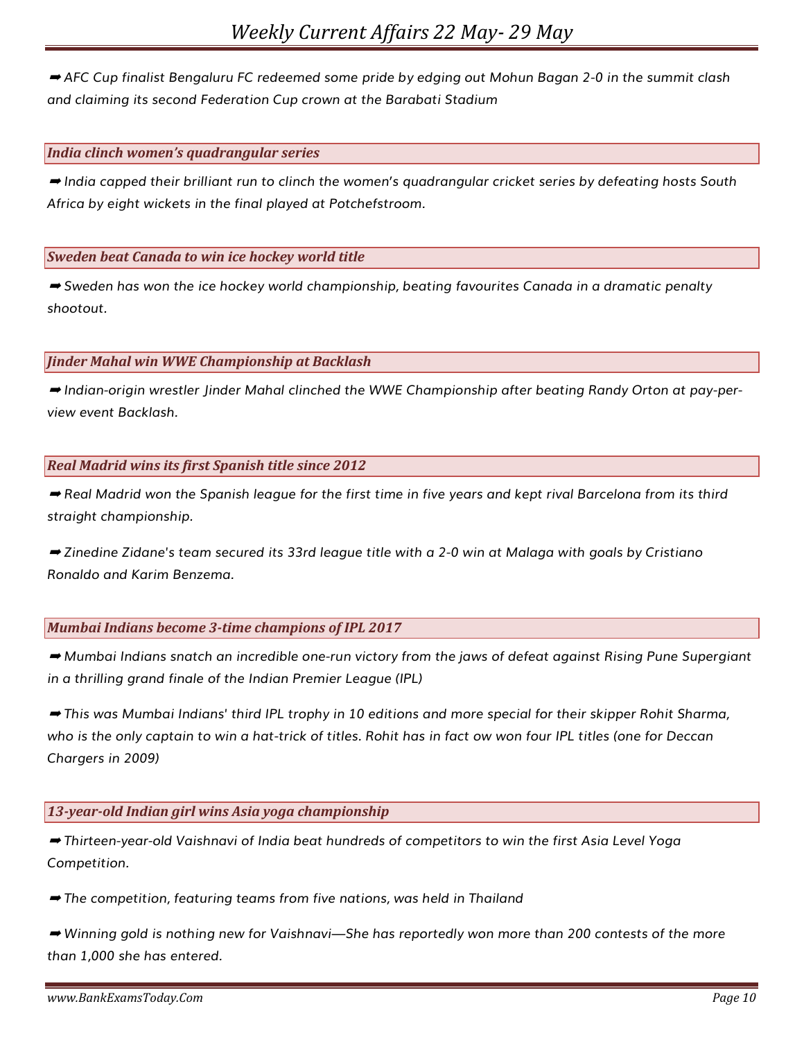➡ *AFC Cup finalist Bengaluru FC redeemed some pride by edging out Mohun Bagan 2-0 in the summit clash and claiming its second Federation Cup crown at the Barabati Stadium*

### *India clinch women's quadrangular series*

➡ *India capped their brilliant run to clinch the women's quadrangular cricket series by defeating hosts South Africa by eight wickets in the final played at Potchefstroom.*

### *Sweden beat Canada to win ice hockey world title*

➡ *Sweden has won the ice hockey world championship, beating favourites Canada in a dramatic penalty shootout.*

### *Jinder Mahal win WWE Championship at Backlash*

➡ *Indian-origin wrestler Jinder Mahal clinched the WWE Championship after beating Randy Orton at pay-per-view event Backlash.*

### *Real Madrid wins its first Spanish title since 2012*

➡ *Real Madrid won the Spanish league for the first time in five years and kept rival Barcelona from its third straight championship.*

➡ *Zinedine Zidane's team secured its 33rd league title with a 2-0 win at Malaga with goals by Cristiano Ronaldo and Karim Benzema.*

### *Mumbai Indians become 3-time champions of IPL 2017*

➡ *Mumbai Indians snatch an incredible one-run victory from the jaws of defeat against Rising Pune Supergiant in a thrilling grand finale of the Indian Premier League (IPL)*

➡ *This was Mumbai Indians' third IPL trophy in 10 editions and more special for their skipper Rohit Sharma, who is the only captain to win a hat-trick of titles. Rohit has in fact ow won four IPL titles (one for Deccan Chargers in 2009)*

### *13-year-old Indian girl wins Asia yoga championship*

➡ *Thirteen-year-old Vaishnavi of India beat hundreds of competitors to win the first Asia Level Yoga Competition.*

➡ *The competition, featuring teams from five nations, was held in Thailand*

➡ *Winning gold is nothing new for Vaishnavi—She has reportedly won more than 200 contests of the more than 1,000 she has entered.*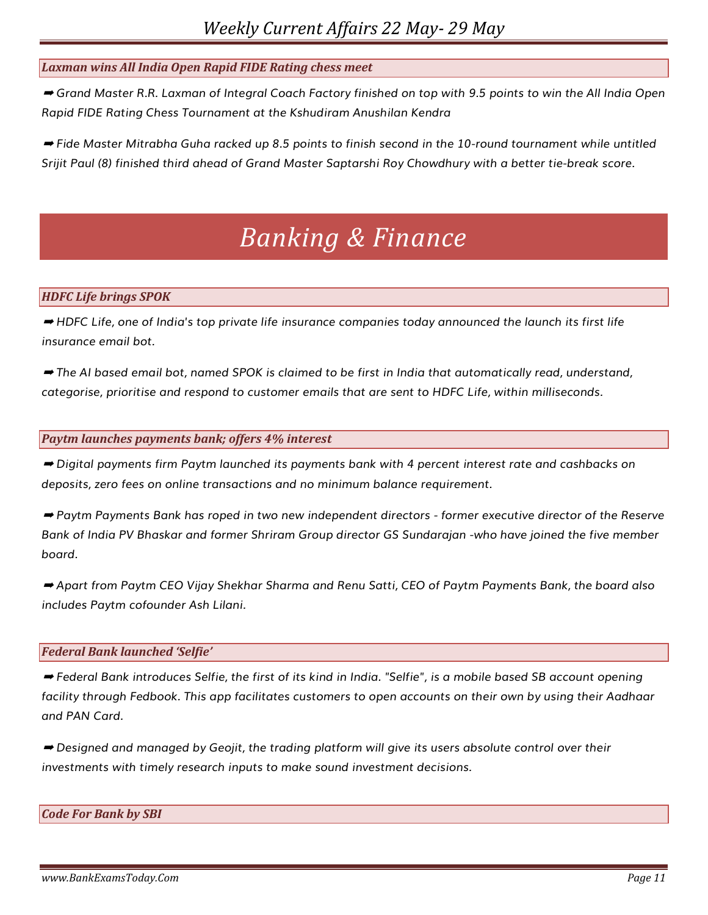### *Laxman wins All India Open Rapid FIDE Rating chess meet*

➡ *Grand Master R.R. Laxman of Integral Coach Factory finished on top with 9.5 points to win the All India Open Rapid FIDE Rating Chess Tournament at the Kshudiram Anushilan Kendra*

➡ *Fide Master Mitrabha Guha racked up 8.5 points to finish second in the 10-round tournament while untitled Srijit Paul (8) finished third ahead of Grand Master Saptarshi Roy Chowdhury with a better tie-break score.*

# *Banking & Finance*

### *HDFC Life brings SPOK*

➡ *HDFC Life, one of India's top private life insurance companies today announced the launch its first life insurance email bot.*

➡ *The AI based email bot, named SPOK is claimed to be first in India that automatically read, understand, categorise, prioritise and respond to customer emails that are sent to HDFC Life, within milliseconds.*

### *Paytm launches payments bank; offers 4% interest*

➡ *Digital payments firm Paytm launched its payments bank with 4 percent interest rate and cashbacks on deposits, zero fees on online transactions and no minimum balance requirement.*

➡ *Paytm Payments Bank has roped in two new independent directors - former executive director of the Reserve Bank of India PV Bhaskar and former Shriram Group director GS Sundarajan -who have joined the five member board.*

➡ *Apart from Paytm CEO Vijay Shekhar Sharma and Renu Satti, CEO of Paytm Payments Bank, the board also includes Paytm cofounder Ash Lilani.*

### *Federal Bank launched 'Selfie'*

➡ *Federal Bank introduces Selfie, the first of its kind in India. "Selfie", is a mobile based SB account opening facility through Fedbook. This app facilitates customers to open accounts on their own by using their Aadhaar and PAN Card.*

➡ *Designed and managed by Geojit, the trading platform will give its users absolute control over their investments with timely research inputs to make sound investment decisions.*

### *Code For Bank by SBI*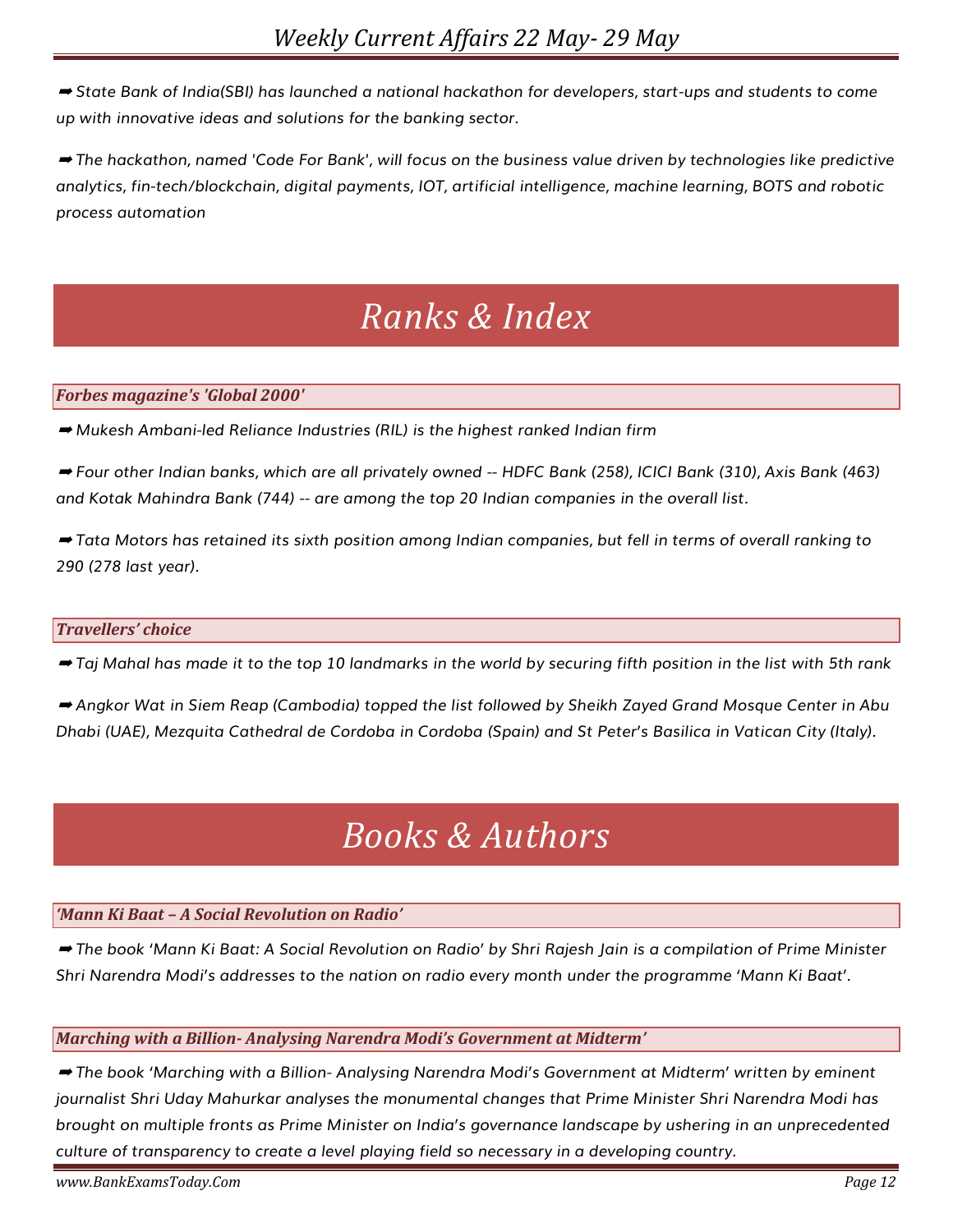➡ *State Bank of India(SBI) has launched a national hackathon for developers, start-ups and students to come up with innovative ideas and solutions for the banking sector.*

➡ *The hackathon, named 'Code For Bank', will focus on the business value driven by technologies like predictive analytics, fin-tech/blockchain, digital payments, IOT, artificial intelligence, machine learning, BOTS and robotic process automation*

# Ranks & Index

### Forbes magazine's 'Global 2000'

➡ *Mukesh Ambani-led Reliance Industries (RIL) is the highest ranked Indian firm*

➡ *Four other Indian banks, which are all privately owned -- HDFC Bank (258), ICICI Bank (310), Axis Bank (463) and Kotak Mahindra Bank (744) -- are among the top 20 Indian companies in the overall list.*

➡ *Tata Motors has retained its sixth position among Indian companies, but fell in terms of overall ranking to 290 (278 last year).*

### Travellers' choice

➡ *Taj Mahal has made it to the top 10 landmarks in the world by securing fifth position in the list with 5th rank*

➡ *Angkor Wat in Siem Reap (Cambodia) topped the list followed by Sheikh Zayed Grand Mosque Center in Abu Dhabi (UAE), Mezquita Cathedral de Cordoba in Cordoba (Spain) and St Peter's Basilica in Vatican City (Italy).*

# Books & Authors

### 'Mann Ki Baat – A Social Revolution on Radio'

➡ *The book 'Mann Ki Baat: A Social Revolution on Radio' by Shri Rajesh Jain is a compilation of Prime Minister Shri Narendra Modi's addresses to the nation on radio every month under the programme 'Mann Ki Baat'.*

### Marching with a Billion- Analysing Narendra Modi's Government at Midterm'

➡ *The book 'Marching with a Billion- Analysing Narendra Modi's Government at Midterm' written by eminent journalist Shri Uday Mahurkar analyses the monumental changes that Prime Minister Shri Narendra Modi has brought on multiple fronts as Prime Minister on India's governance landscape by ushering in an unprecedented culture of transparency to create a level playing field so necessary in a developing country.*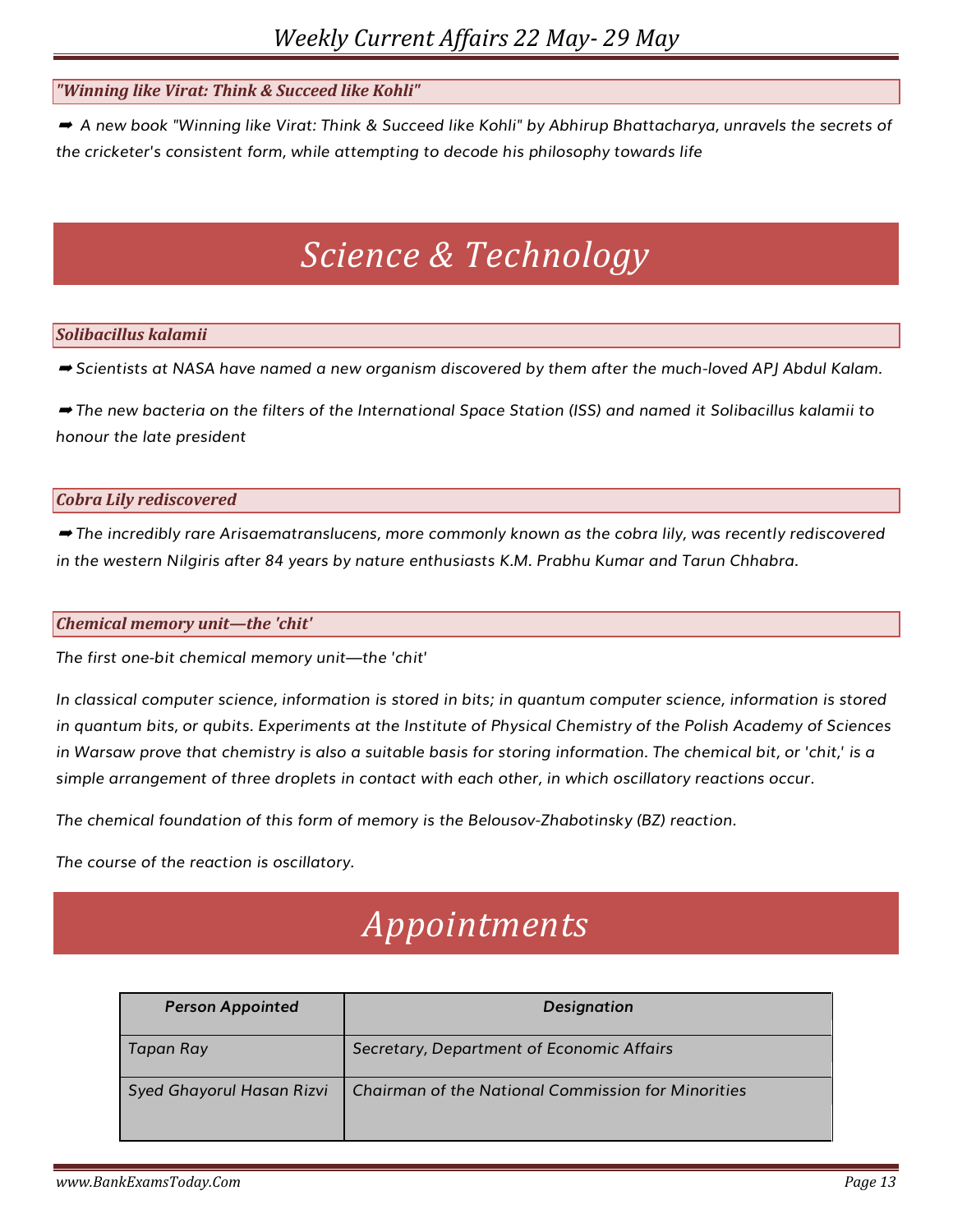### *"Winning like Virat: Think & Succeed like Kohli"*

➡ *A new book "Winning like Virat: Think & Succeed like Kohli" by Abhirup Bhattacharya, unravels the secrets of the cricketer's consistent form, while attempting to decode his philosophy towards life*

# *Science & Technology*

### *Solibacillus kalamii*

➡ *Scientists at NASA have named a new organism discovered by them after the much-loved APJ Abdul Kalam.*

➡ *The new bacteria on the filters of the International Space Station (ISS) and named it Solibacillus kalamii to honour the late president*

### *Cobra Lily rediscovered*

➡ *The incredibly rare Arisaematranslucens, more commonly known as the cobra lily, was recently rediscovered in the western Nilgiris after 84 years by nature enthusiasts K.M. Prabhu Kumar and Tarun Chhabra.*

### *Chemical memory unit—the 'chit'*

*The first one-bit chemical memory unit—the 'chit'*

*In classical computer science, information is stored in bits; in quantum computer science, information is stored in quantum bits, or qubits. Experiments at the Institute of Physical Chemistry of the Polish Academy of Sciences in Warsaw prove that chemistry is also a suitable basis for storing information. The chemical bit, or 'chit,' is a simple arrangement of three droplets in contact with each other, in which oscillatory reactions occur.*

*The chemical foundation of this form of memory is the Belousov-Zhabotinsky (BZ) reaction.*

*The course of the reaction is oscillatory.*

# *Appointments*

| *Person Appointed* | *Designation* |
|---|---|
| *Tapan Ray* | *Secretary, Department of Economic Affairs* |
| *Syed Ghayorul Hasan Rizvi* | *Chairman of the National Commission for Minorities* |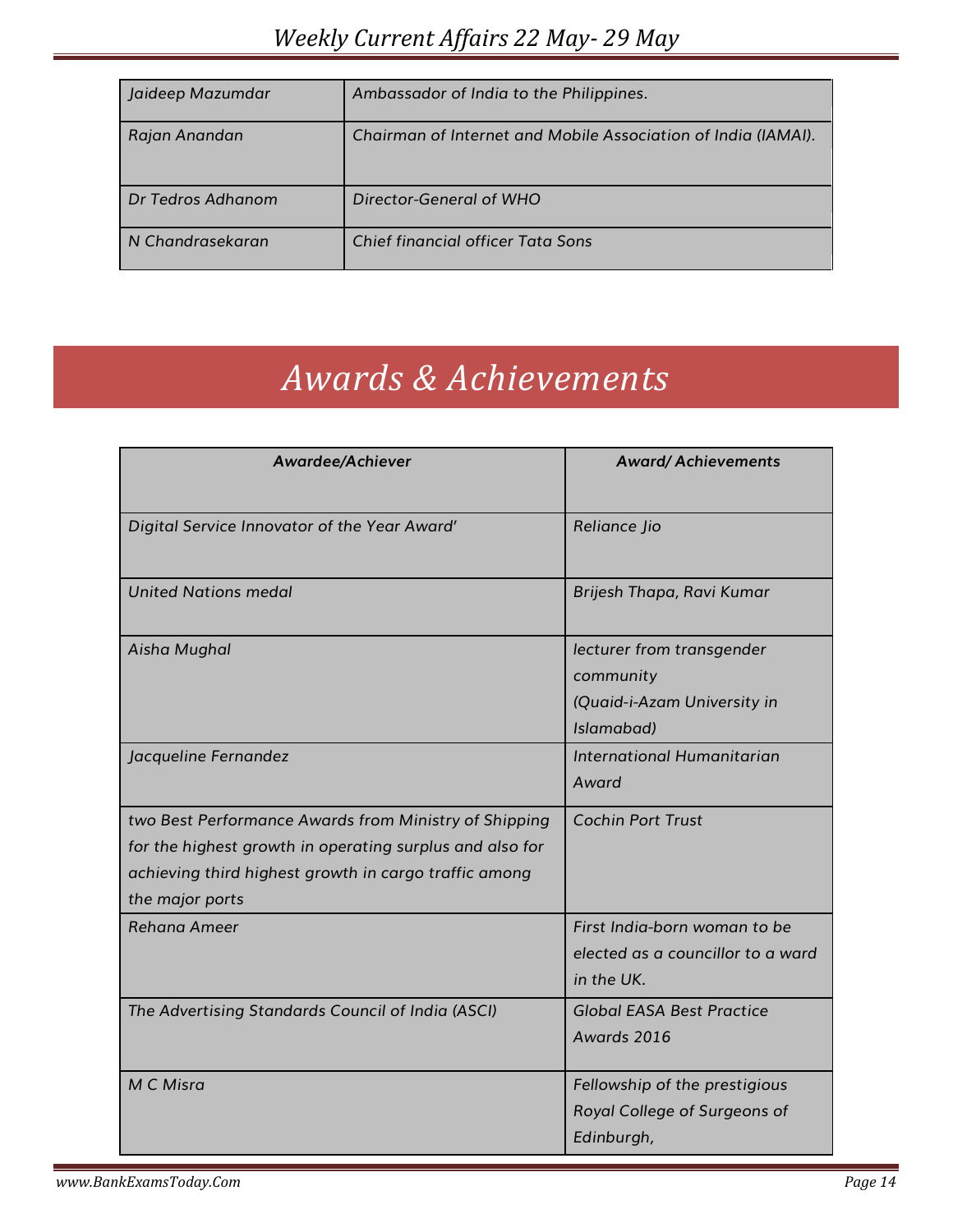| | |
|---|---|
| Jaideep Mazumdar | Ambassador of India to the Philippines. |
| Rajan Anandan | Chairman of Internet and Mobile Association of India (IAMAI). |
| Dr Tedros Adhanom | Director-General of WHO |
| N Chandrasekaran | Chief financial officer Tata Sons |

# Awards & Achievements

| Awardee/Achiever | Award/ Achievements |
|---|---|
| Digital Service Innovator of the Year Award' | Reliance Jio |
| United Nations medal | Brijesh Thapa, Ravi Kumar |
| Aisha Mughal | lecturer from transgender community (Quaid-i-Azam University in Islamabad) |
| Jacqueline Fernandez | International Humanitarian Award |
| two Best Performance Awards from Ministry of Shipping for the highest growth in operating surplus and also for achieving third highest growth in cargo traffic among the major ports | Cochin Port Trust |
| Rehana Ameer | First India-born woman to be elected as a councillor to a ward in the UK. |
| The Advertising Standards Council of India (ASCI) | Global EASA Best Practice Awards 2016 |
| M C Misra | Fellowship of the prestigious Royal College of Surgeons of Edinburgh, |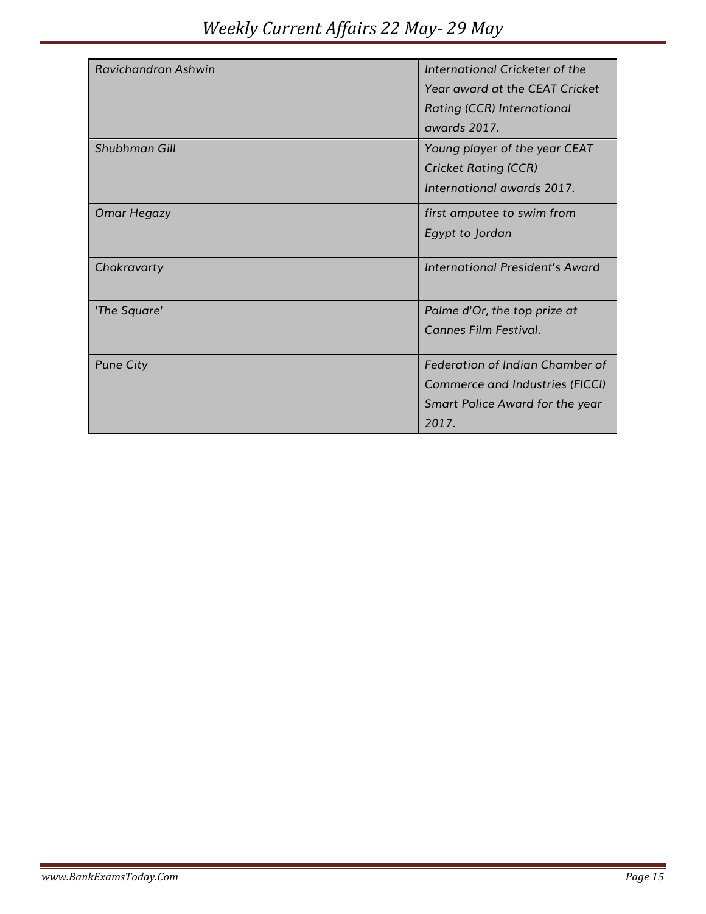| | |
|---|---|
| Ravichandran Ashwin | International Cricketer of the Year award at the CEAT Cricket Rating (CCR) International awards 2017. |
| Shubhman Gill | Young player of the year CEAT Cricket Rating (CCR) International awards 2017. |
| Omar Hegazy | first amputee to swim from Egypt to Jordan |
| Chakravarty | International President's Award |
| 'The Square' | Palme d'Or, the top prize at Cannes Film Festival. |
| Pune City | Federation of Indian Chamber of Commerce and Industries (FICCI) Smart Police Award for the year 2017. |